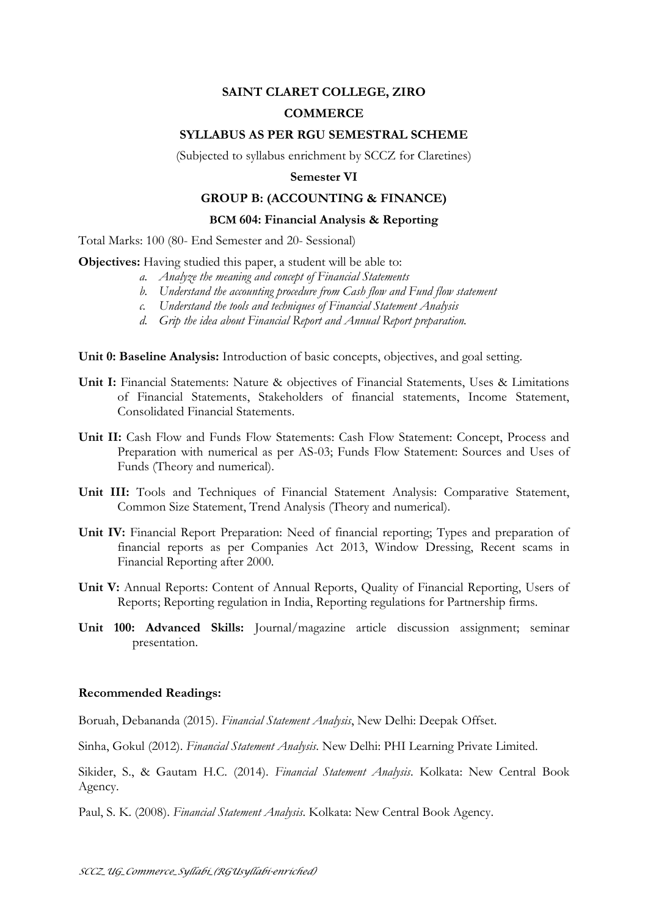**SAINT CLARET COLLEGE, ZIRO**

**COMMERCE**

**SYLLABUS AS PER RGU SEMESTRAL SCHEME**

(Subjected to syllabus enrichment by SCCZ for Claretines)

**Semester VI**

**GROUP B: (ACCOUNTING & FINANCE)**

**BCM 604: Financial Analysis & Reporting**

Total Marks: 100 (80- End Semester and 20- Sessional)

**Objectives:** Having studied this paper, a student will be able to:

a. *Analyze the meaning and concept of Financial Statements*
b. *Understand the accounting procedure from Cash flow and Fund flow statement*
c. *Understand the tools and techniques of Financial Statement Analysis*
d. *Grip the idea about Financial Report and Annual Report preparation.*

**Unit 0: Baseline Analysis:** Introduction of basic concepts, objectives, and goal setting.

**Unit I:** Financial Statements: Nature & objectives of Financial Statements, Uses & Limitations of Financial Statements, Stakeholders of financial statements, Income Statement, Consolidated Financial Statements.

**Unit II:** Cash Flow and Funds Flow Statements: Cash Flow Statement: Concept, Process and Preparation with numerical as per AS-03; Funds Flow Statement: Sources and Uses of Funds (Theory and numerical).

**Unit III:** Tools and Techniques of Financial Statement Analysis: Comparative Statement, Common Size Statement, Trend Analysis (Theory and numerical).

**Unit IV:** Financial Report Preparation: Need of financial reporting; Types and preparation of financial reports as per Companies Act 2013, Window Dressing, Recent scams in Financial Reporting after 2000.

**Unit V:** Annual Reports: Content of Annual Reports, Quality of Financial Reporting, Users of Reports; Reporting regulation in India, Reporting regulations for Partnership firms.

**Unit 100: Advanced Skills:** Journal/magazine article discussion assignment; seminar presentation.

**Recommended Readings:**

Boruah, Debananda (2015). *Financial Statement Analysis*, New Delhi: Deepak Offset.

Sinha, Gokul (2012). *Financial Statement Analysis*. New Delhi: PHI Learning Private Limited.

Sikider, S., & Gautam H.C. (2014). *Financial Statement Analysis*. Kolkata: New Central Book Agency.

Paul, S. K. (2008). *Financial Statement Analysis*. Kolkata: New Central Book Agency.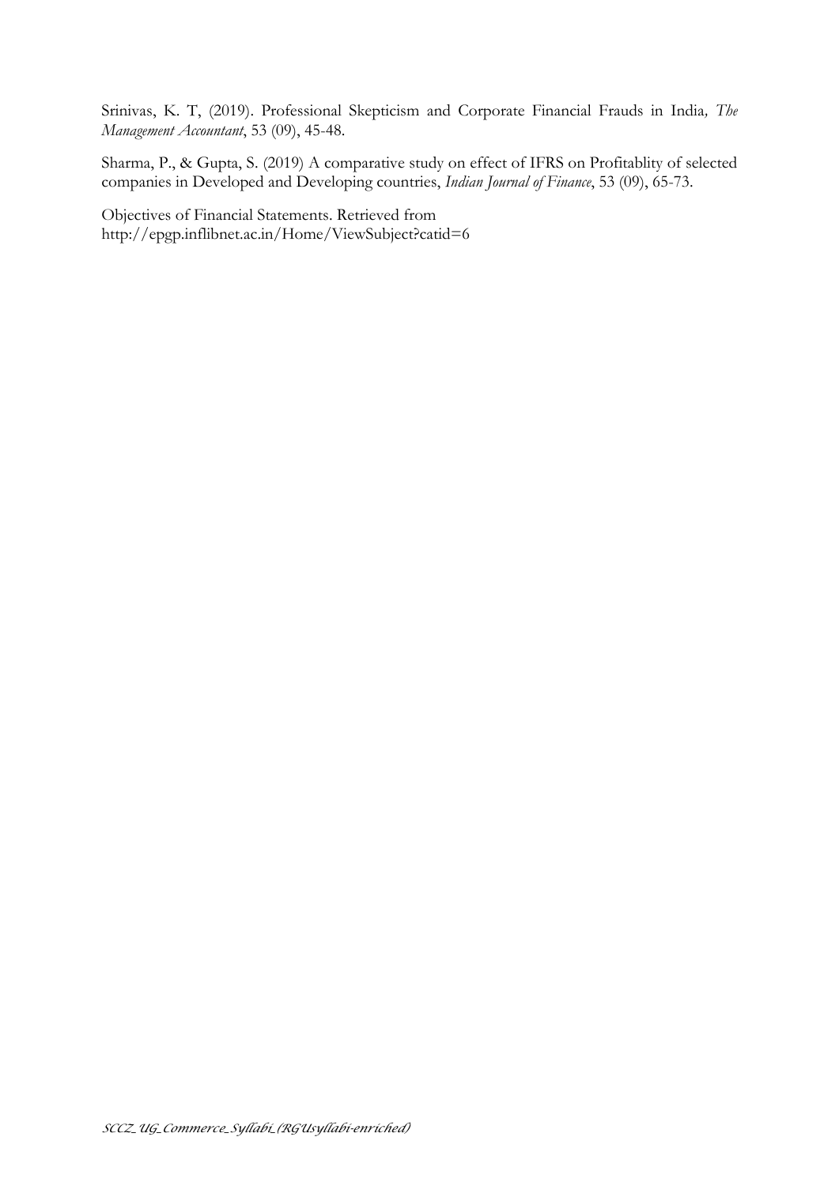Srinivas, K. T, (2019). Professional Skepticism and Corporate Financial Frauds in India*, The Management Accountant*, 53 (09), 45-48.

Sharma, P., & Gupta, S. (2019) A comparative study on effect of IFRS on Profitablity of selected companies in Developed and Developing countries, *Indian Journal of Finance*, 53 (09), 65-73.

Objectives of Financial Statements. Retrieved from
http://epgp.inflibnet.ac.in/Home/ViewSubject?catid=6